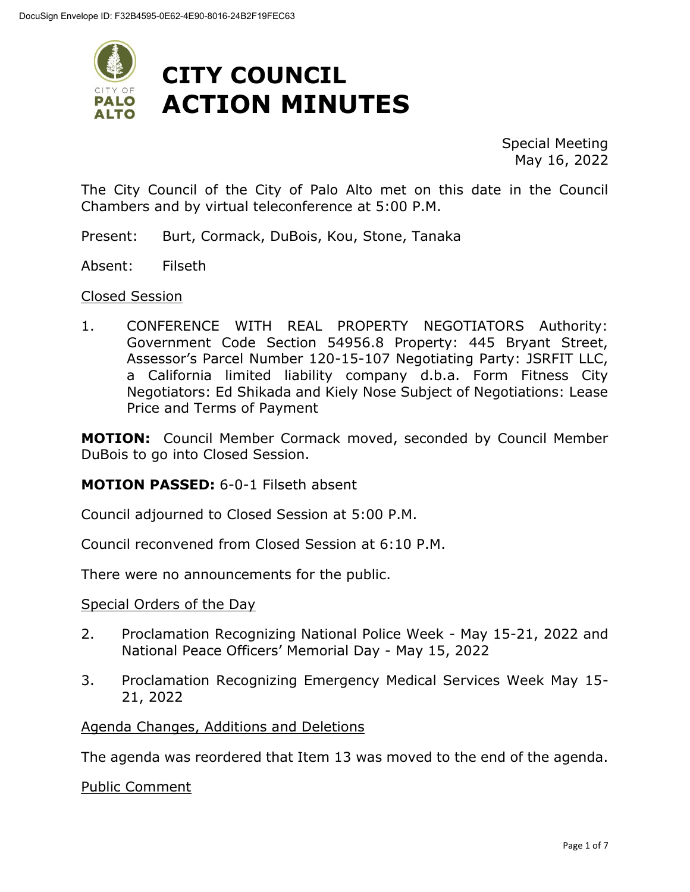# CITY COUNCIL ACTION MINUTES

Special Meeting
May 16, 2022

The City Council of the City of Palo Alto met on this date in the Council Chambers and by virtual teleconference at 5:00 P.M.

Present: Burt, Cormack, DuBois, Kou, Stone, Tanaka

Absent: Filseth

Closed Session

1. CONFERENCE WITH REAL PROPERTY NEGOTIATORS Authority: Government Code Section 54956.8 Property: 445 Bryant Street, Assessor's Parcel Number 120-15-107 Negotiating Party: JSRFIT LLC, a California limited liability company d.b.a. Form Fitness City Negotiators: Ed Shikada and Kiely Nose Subject of Negotiations: Lease Price and Terms of Payment

**MOTION:** Council Member Cormack moved, seconded by Council Member DuBois to go into Closed Session.

**MOTION PASSED:** 6-0-1 Filseth absent

Council adjourned to Closed Session at 5:00 P.M.

Council reconvened from Closed Session at 6:10 P.M.

There were no announcements for the public.

Special Orders of the Day

2. Proclamation Recognizing National Police Week - May 15-21, 2022 and National Peace Officers' Memorial Day - May 15, 2022

3. Proclamation Recognizing Emergency Medical Services Week May 15-21, 2022

Agenda Changes, Additions and Deletions

The agenda was reordered that Item 13 was moved to the end of the agenda.

Public Comment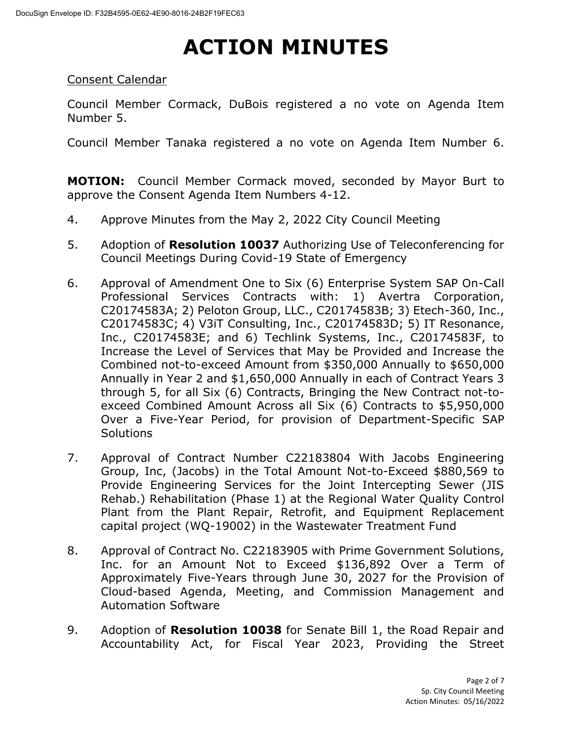# ACTION MINUTES

Consent Calendar

Council Member Cormack, DuBois registered a no vote on Agenda Item Number 5.

Council Member Tanaka registered a no vote on Agenda Item Number 6.

**MOTION:** Council Member Cormack moved, seconded by Mayor Burt to approve the Consent Agenda Item Numbers 4-12.

4. Approve Minutes from the May 2, 2022 City Council Meeting

5. Adoption of **Resolution 10037** Authorizing Use of Teleconferencing for Council Meetings During Covid-19 State of Emergency

6. Approval of Amendment One to Six (6) Enterprise System SAP On-Call Professional Services Contracts with: 1) Avertra Corporation, C20174583A; 2) Peloton Group, LLC., C20174583B; 3) Etech-360, Inc., C20174583C; 4) V3iT Consulting, Inc., C20174583D; 5) IT Resonance, Inc., C20174583E; and 6) Techlink Systems, Inc., C20174583F, to Increase the Level of Services that May be Provided and Increase the Combined not-to-exceed Amount from $350,000 Annually to $650,000 Annually in Year 2 and $1,650,000 Annually in each of Contract Years 3 through 5, for all Six (6) Contracts, Bringing the New Contract not-to-exceed Combined Amount Across all Six (6) Contracts to $5,950,000 Over a Five-Year Period, for provision of Department-Specific SAP Solutions

7. Approval of Contract Number C22183804 With Jacobs Engineering Group, Inc, (Jacobs) in the Total Amount Not-to-Exceed $880,569 to Provide Engineering Services for the Joint Intercepting Sewer (JIS Rehab.) Rehabilitation (Phase 1) at the Regional Water Quality Control Plant from the Plant Repair, Retrofit, and Equipment Replacement capital project (WQ-19002) in the Wastewater Treatment Fund

8. Approval of Contract No. C22183905 with Prime Government Solutions, Inc. for an Amount Not to Exceed $136,892 Over a Term of Approximately Five-Years through June 30, 2027 for the Provision of Cloud-based Agenda, Meeting, and Commission Management and Automation Software

9. Adoption of **Resolution 10038** for Senate Bill 1, the Road Repair and Accountability Act, for Fiscal Year 2023, Providing the Street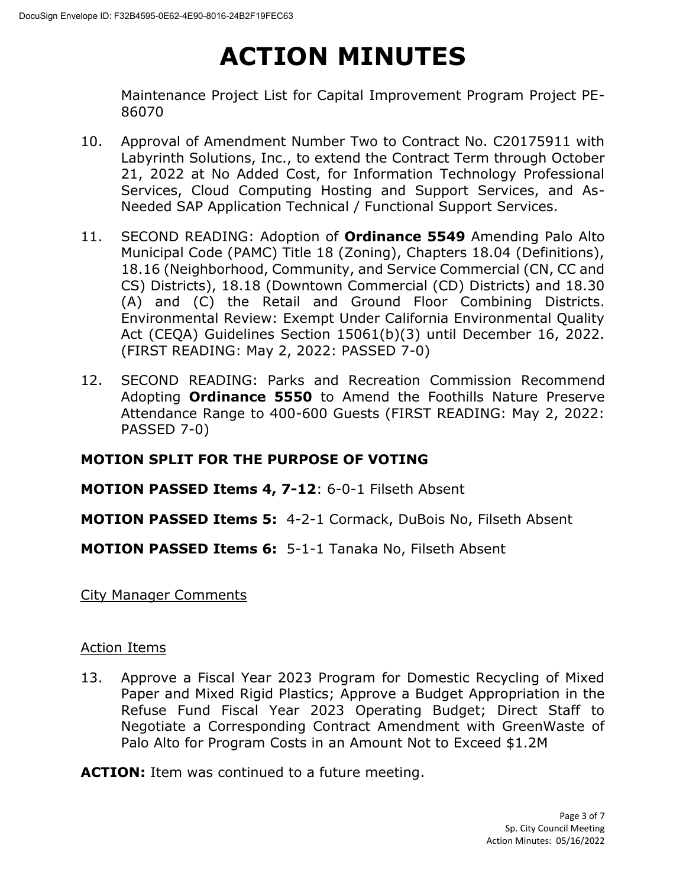# ACTION MINUTES

Maintenance Project List for Capital Improvement Program Project PE-86070

10. Approval of Amendment Number Two to Contract No. C20175911 with Labyrinth Solutions, Inc., to extend the Contract Term through October 21, 2022 at No Added Cost, for Information Technology Professional Services, Cloud Computing Hosting and Support Services, and As-Needed SAP Application Technical / Functional Support Services.

11. SECOND READING: Adoption of **Ordinance 5549** Amending Palo Alto Municipal Code (PAMC) Title 18 (Zoning), Chapters 18.04 (Definitions), 18.16 (Neighborhood, Community, and Service Commercial (CN, CC and CS) Districts), 18.18 (Downtown Commercial (CD) Districts) and 18.30 (A) and (C) the Retail and Ground Floor Combining Districts. Environmental Review: Exempt Under California Environmental Quality Act (CEQA) Guidelines Section 15061(b)(3) until December 16, 2022. (FIRST READING: May 2, 2022: PASSED 7-0)

12. SECOND READING: Parks and Recreation Commission Recommend Adopting **Ordinance 5550** to Amend the Foothills Nature Preserve Attendance Range to 400-600 Guests (FIRST READING: May 2, 2022: PASSED 7-0)

**MOTION SPLIT FOR THE PURPOSE OF VOTING**

**MOTION PASSED Items 4, 7-12**: 6-0-1 Filseth Absent

**MOTION PASSED Items 5:** 4-2-1 Cormack, DuBois No, Filseth Absent

**MOTION PASSED Items 6:** 5-1-1 Tanaka No, Filseth Absent

City Manager Comments

Action Items

13. Approve a Fiscal Year 2023 Program for Domestic Recycling of Mixed Paper and Mixed Rigid Plastics; Approve a Budget Appropriation in the Refuse Fund Fiscal Year 2023 Operating Budget; Direct Staff to Negotiate a Corresponding Contract Amendment with GreenWaste of Palo Alto for Program Costs in an Amount Not to Exceed $1.2M

**ACTION:** Item was continued to a future meeting.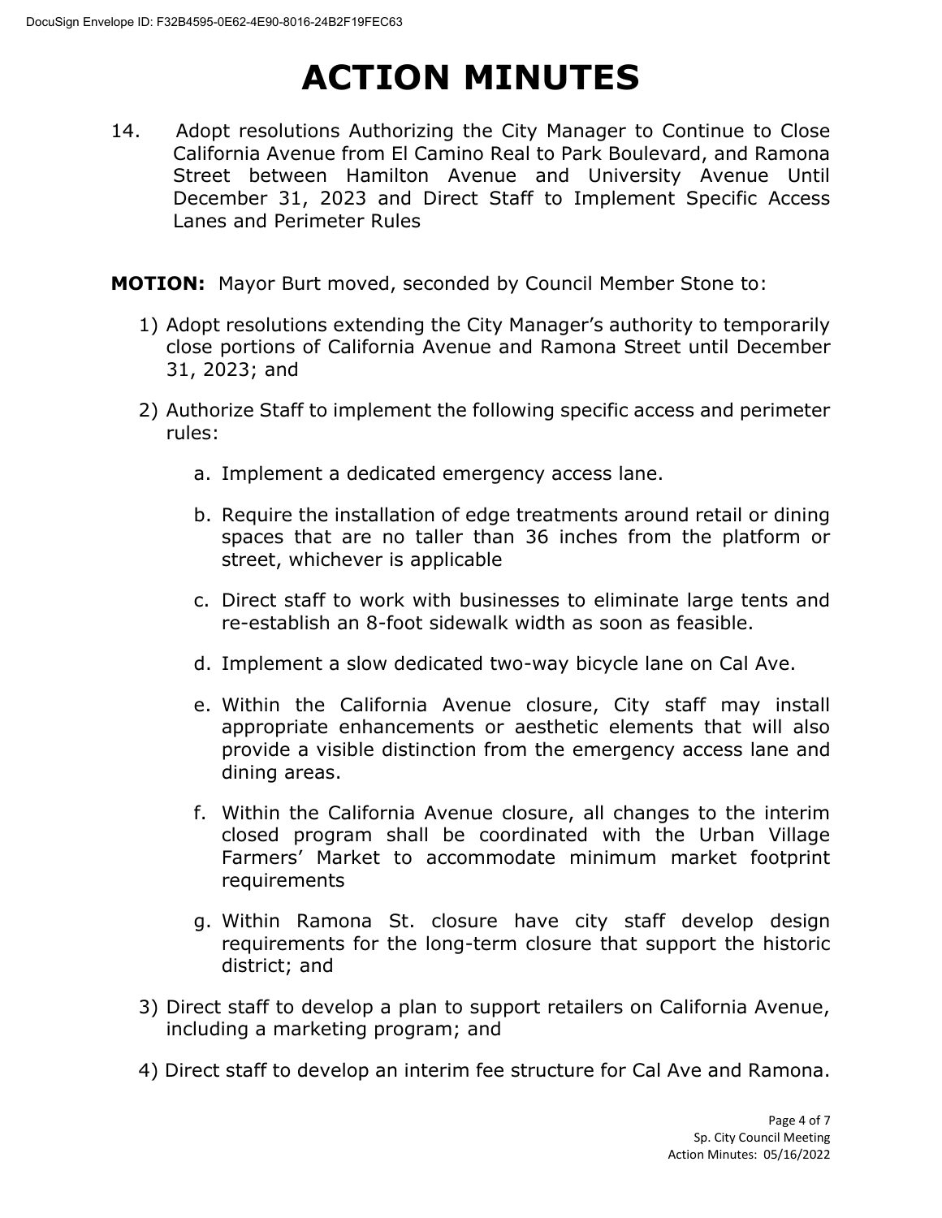# ACTION MINUTES

14. Adopt resolutions Authorizing the City Manager to Continue to Close California Avenue from El Camino Real to Park Boulevard, and Ramona Street between Hamilton Avenue and University Avenue Until December 31, 2023 and Direct Staff to Implement Specific Access Lanes and Perimeter Rules

**MOTION:** Mayor Burt moved, seconded by Council Member Stone to:

1) Adopt resolutions extending the City Manager's authority to temporarily close portions of California Avenue and Ramona Street until December 31, 2023; and

2) Authorize Staff to implement the following specific access and perimeter rules:

   a. Implement a dedicated emergency access lane.

   b. Require the installation of edge treatments around retail or dining spaces that are no taller than 36 inches from the platform or street, whichever is applicable

   c. Direct staff to work with businesses to eliminate large tents and re-establish an 8-foot sidewalk width as soon as feasible.

   d. Implement a slow dedicated two-way bicycle lane on Cal Ave.

   e. Within the California Avenue closure, City staff may install appropriate enhancements or aesthetic elements that will also provide a visible distinction from the emergency access lane and dining areas.

   f. Within the California Avenue closure, all changes to the interim closed program shall be coordinated with the Urban Village Farmers' Market to accommodate minimum market footprint requirements

   g. Within Ramona St. closure have city staff develop design requirements for the long-term closure that support the historic district; and

3) Direct staff to develop a plan to support retailers on California Avenue, including a marketing program; and

4) Direct staff to develop an interim fee structure for Cal Ave and Ramona.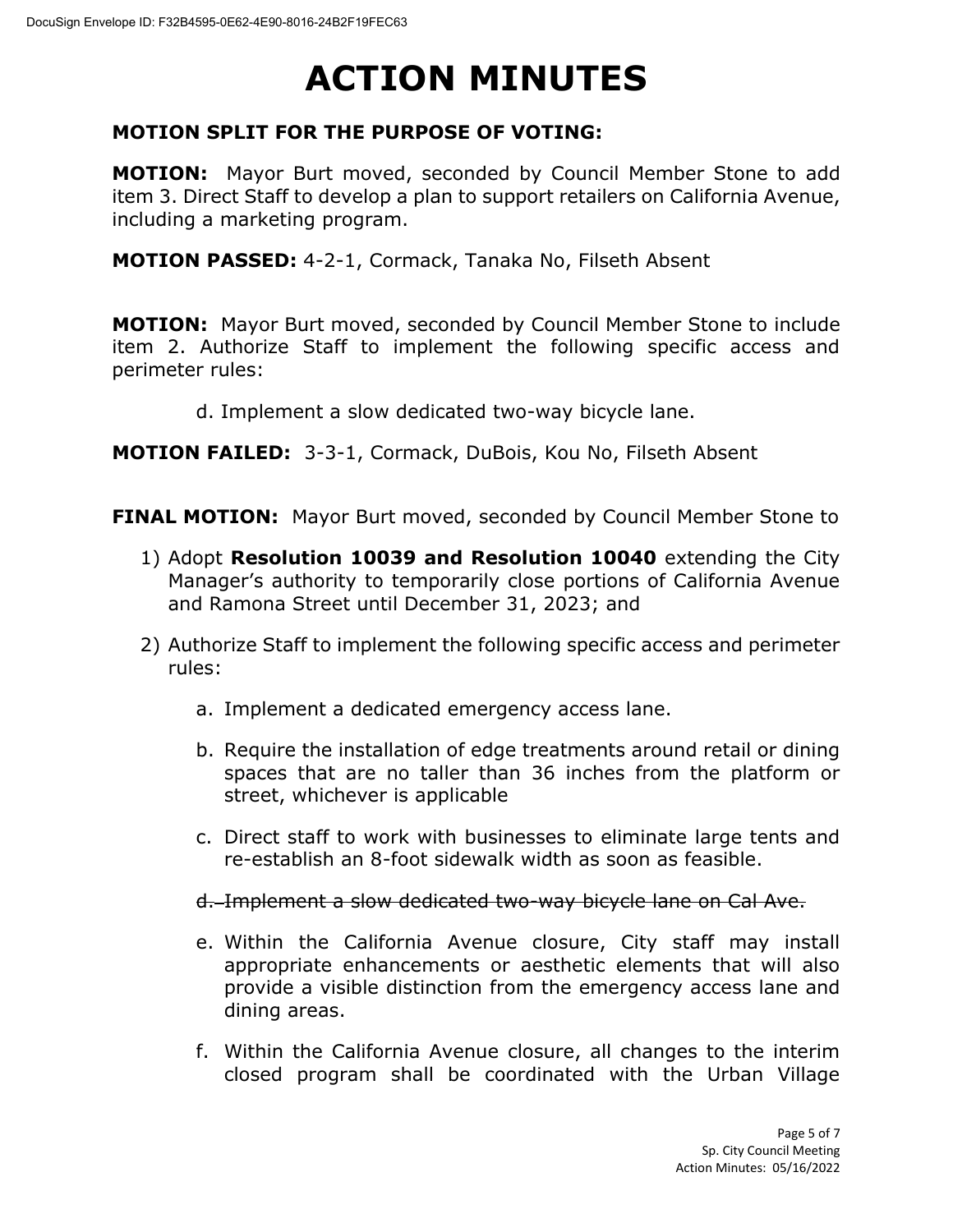# ACTION MINUTES

**MOTION SPLIT FOR THE PURPOSE OF VOTING:**

**MOTION:** Mayor Burt moved, seconded by Council Member Stone to add item 3. Direct Staff to develop a plan to support retailers on California Avenue, including a marketing program.

**MOTION PASSED:** 4-2-1, Cormack, Tanaka No, Filseth Absent

**MOTION:** Mayor Burt moved, seconded by Council Member Stone to include item 2. Authorize Staff to implement the following specific access and perimeter rules:

d. Implement a slow dedicated two-way bicycle lane.

**MOTION FAILED:** 3-3-1, Cormack, DuBois, Kou No, Filseth Absent

**FINAL MOTION:** Mayor Burt moved, seconded by Council Member Stone to

1) Adopt **Resolution 10039 and Resolution 10040** extending the City Manager's authority to temporarily close portions of California Avenue and Ramona Street until December 31, 2023; and

2) Authorize Staff to implement the following specific access and perimeter rules:

   a. Implement a dedicated emergency access lane.

   b. Require the installation of edge treatments around retail or dining spaces that are no taller than 36 inches from the platform or street, whichever is applicable

   c. Direct staff to work with businesses to eliminate large tents and re-establish an 8-foot sidewalk width as soon as feasible.

   ~~d. Implement a slow dedicated two-way bicycle lane on Cal Ave.~~

   e. Within the California Avenue closure, City staff may install appropriate enhancements or aesthetic elements that will also provide a visible distinction from the emergency access lane and dining areas.

   f. Within the California Avenue closure, all changes to the interim closed program shall be coordinated with the Urban Village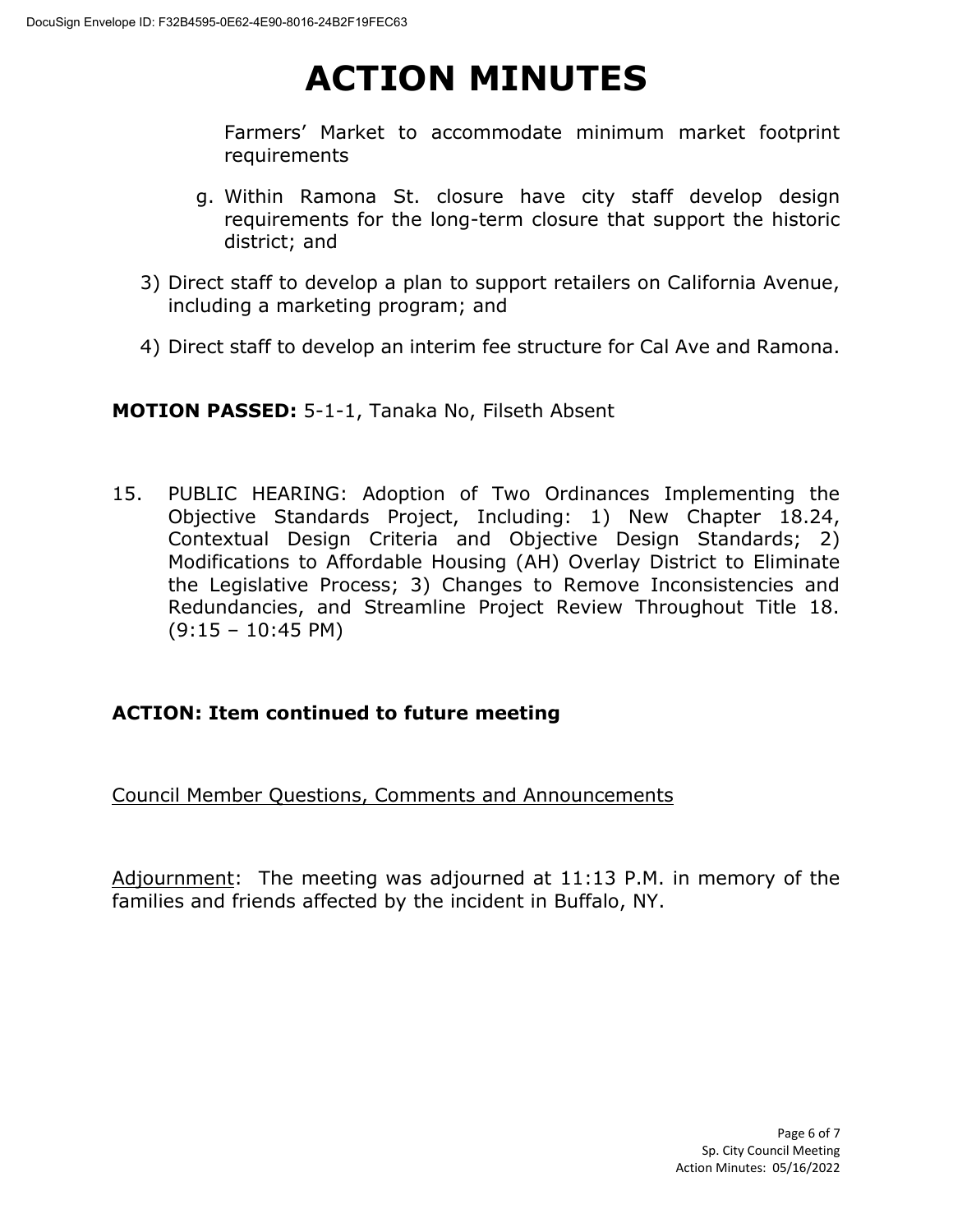# ACTION MINUTES

Farmers' Market to accommodate minimum market footprint requirements

g. Within Ramona St. closure have city staff develop design requirements for the long-term closure that support the historic district; and

3) Direct staff to develop a plan to support retailers on California Avenue, including a marketing program; and

4) Direct staff to develop an interim fee structure for Cal Ave and Ramona.

**MOTION PASSED:** 5-1-1, Tanaka No, Filseth Absent

15. PUBLIC HEARING: Adoption of Two Ordinances Implementing the Objective Standards Project, Including: 1) New Chapter 18.24, Contextual Design Criteria and Objective Design Standards; 2) Modifications to Affordable Housing (AH) Overlay District to Eliminate the Legislative Process; 3) Changes to Remove Inconsistencies and Redundancies, and Streamline Project Review Throughout Title 18. (9:15 – 10:45 PM)

**ACTION: Item continued to future meeting**

<u>Council Member Questions, Comments and Announcements</u>

<u>Adjournment</u>: The meeting was adjourned at 11:13 P.M. in memory of the families and friends affected by the incident in Buffalo, NY.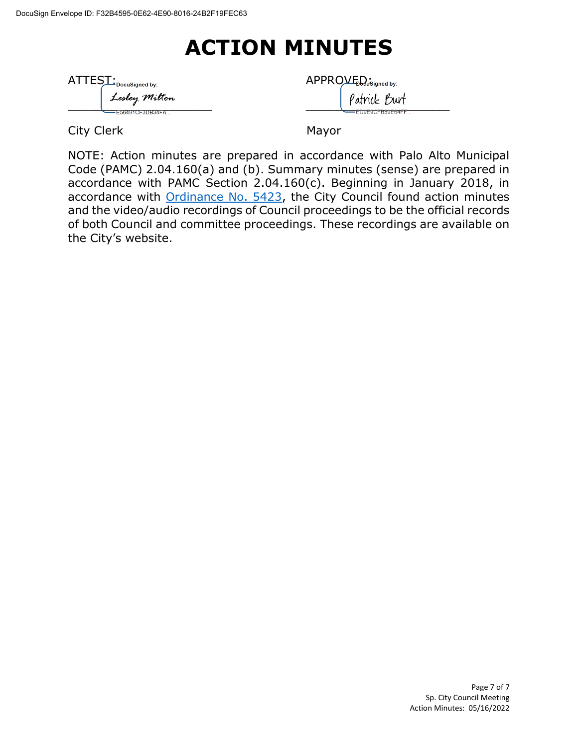# ACTION MINUTES

ATTEST: DocuSigned by: Lesley Milton
E56491CF3DB34FA...

City Clerk

APPROVED: DocuSigned by: Patrick Burt
ED9E9CFB89E64FF...

Mayor

NOTE: Action minutes are prepared in accordance with Palo Alto Municipal Code (PAMC) 2.04.160(a) and (b). Summary minutes (sense) are prepared in accordance with PAMC Section 2.04.160(c). Beginning in January 2018, in accordance with Ordinance No. 5423, the City Council found action minutes and the video/audio recordings of Council proceedings to be the official records of both Council and committee proceedings. These recordings are available on the City's website.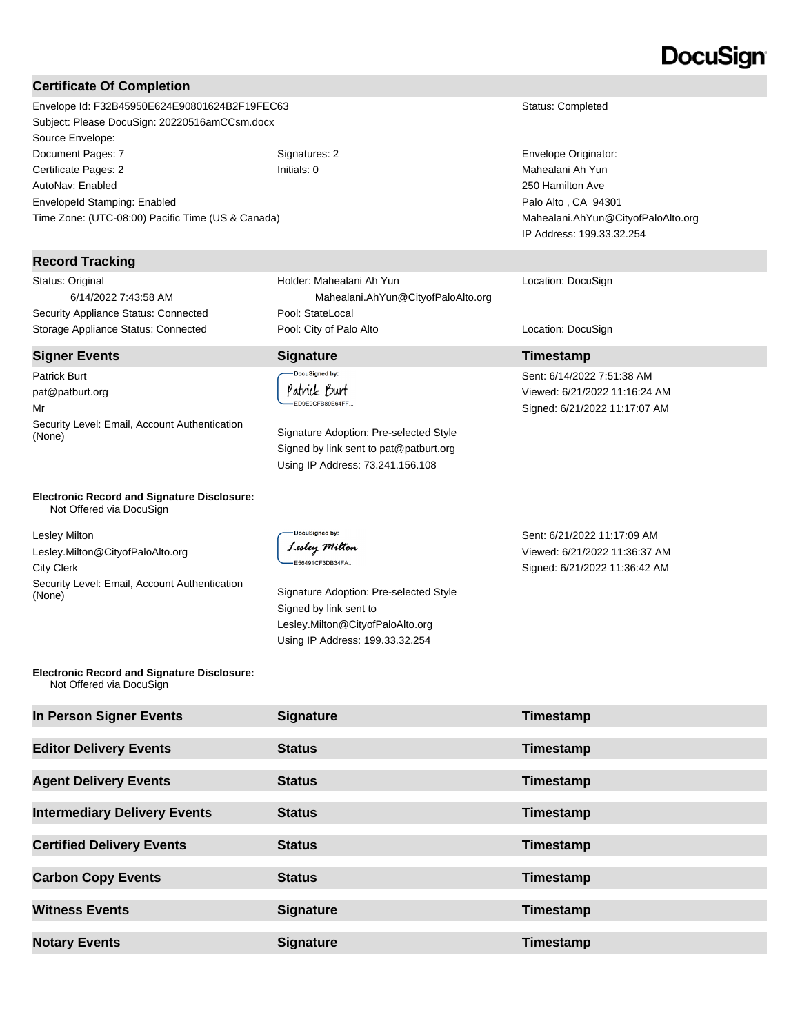# DocuSign

## Certificate Of Completion

| | | |
|---|---|---|
| Envelope Id: F32B45950E624E90801624B2F19FEC63 | | Status: Completed |
| Subject: Please DocuSign: 20220516amCCsm.docx | | |
| Source Envelope: | | |
| Document Pages: 7 | Signatures: 2 | Envelope Originator: |
| Certificate Pages: 2 | Initials: 0 | Mahealani Ah Yun |
| AutoNav: Enabled | | 250 Hamilton Ave |
| EnvelopeId Stamping: Enabled | | Palo Alto , CA 94301 |
| Time Zone: (UTC-08:00) Pacific Time (US & Canada) | | Mahealani.AhYun@CityofPaloAlto.org |
| | | IP Address: 199.33.32.254 |

## Record Tracking

| | | |
|---|---|---|
| Status: Original<br>6/14/2022 7:43:58 AM | Holder: Mahealani Ah Yun<br>Mahealani.AhYun@CityofPaloAlto.org | Location: DocuSign |
| Security Appliance Status: Connected | Pool: StateLocal | |
| Storage Appliance Status: Connected | Pool: City of Palo Alto | Location: DocuSign |

| Signer Events | Signature | Timestamp |
|---|---|---|
| Patrick Burt<br>pat@patburt.org<br>Mr<br>Security Level: Email, Account Authentication (None) | DocuSigned by:<br>Patrick Burt<br>ED9E9CFB89E64FF...<br><br>Signature Adoption: Pre-selected Style<br>Signed by link sent to pat@patburt.org<br>Using IP Address: 73.241.156.108 | Sent: 6/14/2022 7:51:38 AM<br>Viewed: 6/21/2022 11:16:24 AM<br>Signed: 6/21/2022 11:17:07 AM |
| **Electronic Record and Signature Disclosure:**<br>Not Offered via DocuSign | | |
| Lesley Milton<br>Lesley.Milton@CityofPaloAlto.org<br>City Clerk<br>Security Level: Email, Account Authentication (None) | DocuSigned by:<br>Lesley Milton<br>E56491CF3DB34FA...<br><br>Signature Adoption: Pre-selected Style<br>Signed by link sent to Lesley.Milton@CityofPaloAlto.org<br>Using IP Address: 199.33.32.254 | Sent: 6/21/2022 11:17:09 AM<br>Viewed: 6/21/2022 11:36:37 AM<br>Signed: 6/21/2022 11:36:42 AM |
| **Electronic Record and Signature Disclosure:**<br>Not Offered via DocuSign | | |

| In Person Signer Events | Signature | Timestamp |
|---|---|---|

| Editor Delivery Events | Status | Timestamp |
|---|---|---|

| Agent Delivery Events | Status | Timestamp |
|---|---|---|

| Intermediary Delivery Events | Status | Timestamp |
|---|---|---|

| Certified Delivery Events | Status | Timestamp |
|---|---|---|

| Carbon Copy Events | Status | Timestamp |
|---|---|---|

| Witness Events | Signature | Timestamp |
|---|---|---|

| Notary Events | Signature | Timestamp |
|---|---|---|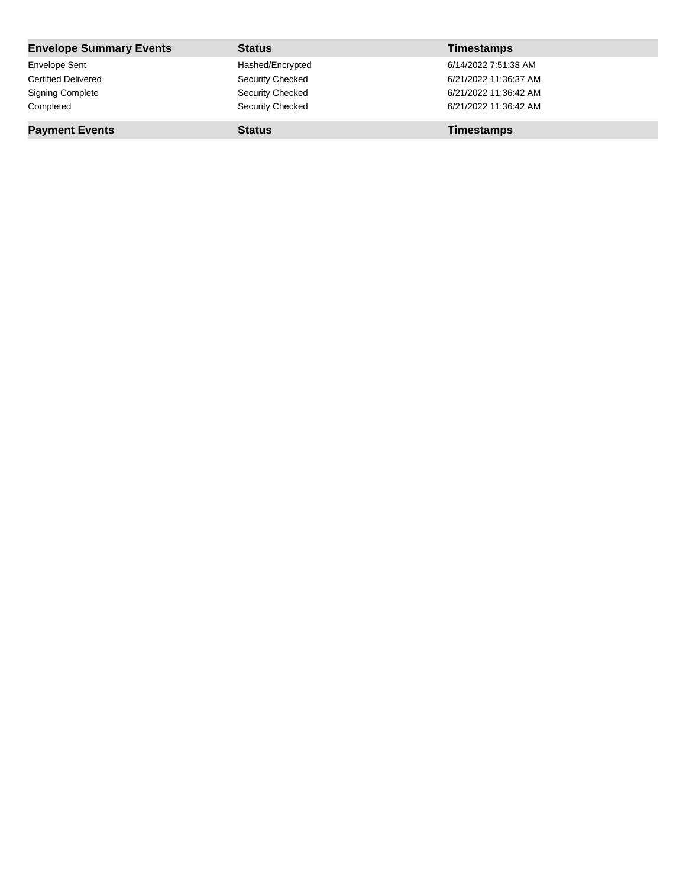| Envelope Summary Events | Status | Timestamps |
|---|---|---|
| Envelope Sent | Hashed/Encrypted | 6/14/2022 7:51:38 AM |
| Certified Delivered | Security Checked | 6/21/2022 11:36:37 AM |
| Signing Complete | Security Checked | 6/21/2022 11:36:42 AM |
| Completed | Security Checked | 6/21/2022 11:36:42 AM |

| Payment Events | Status | Timestamps |
|---|---|---|